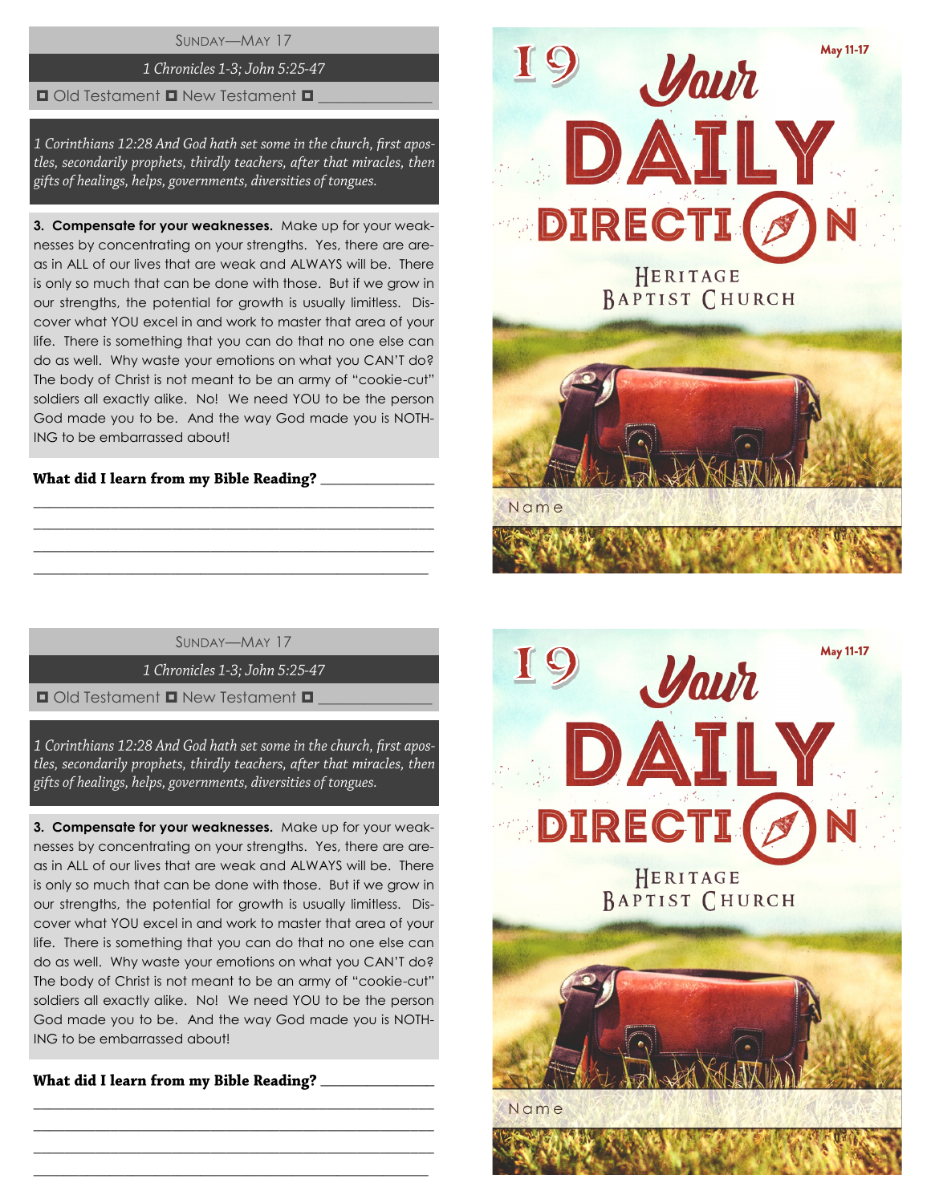SUNDAY—MAY 17

*1 Chronicles 1-3; John 5:25-47*

◘ Old Testament ◘ New Testament ◘ _______________

*1 Corinthians 12:28 And God hath set some in the church, first apostles, secondarily prophets, thirdly teachers, after that miracles, then gifts of healings, helps, governments, diversities of tongues.*

**3. Compensate for your weaknesses.** Make up for your weaknesses by concentrating on your strengths. Yes, there are areas in ALL of our lives that are weak and ALWAYS will be. There is only so much that can be done with those. But if we grow in our strengths, the potential for growth is usually limitless. Discover what YOU excel in and work to master that area of your life. There is something that you can do that no one else can do as well. Why waste your emotions on what you CAN'T do? The body of Christ is not meant to be an army of "cookie-cut" soldiers all exactly alike. No! We need YOU to be the person God made you to be. And the way God made you is NOTHING to be embarrassed about!

**What did I learn from my Bible Reading?** _______________

_______________________________________________

_______________________________________________

_______________________________________________

_______________________________________________

19 — May 11-17

# Your DAILY DIRECTION

HERITAGE BAPTIST CHURCH

Name

SUNDAY—MAY 17

*1 Chronicles 1-3; John 5:25-47*

◘ Old Testament ◘ New Testament ◘ _______________

*1 Corinthians 12:28 And God hath set some in the church, first apostles, secondarily prophets, thirdly teachers, after that miracles, then gifts of healings, helps, governments, diversities of tongues.*

**3. Compensate for your weaknesses.** Make up for your weaknesses by concentrating on your strengths. Yes, there are areas in ALL of our lives that are weak and ALWAYS will be. There is only so much that can be done with those. But if we grow in our strengths, the potential for growth is usually limitless. Discover what YOU excel in and work to master that area of your life. There is something that you can do that no one else can do as well. Why waste your emotions on what you CAN'T do? The body of Christ is not meant to be an army of "cookie-cut" soldiers all exactly alike. No! We need YOU to be the person God made you to be. And the way God made you is NOTHING to be embarrassed about!

**What did I learn from my Bible Reading?** _______________

_______________________________________________

_______________________________________________

_______________________________________________

_______________________________________________

19 — May 11-17

# Your DAILY DIRECTION

HERITAGE BAPTIST CHURCH

Name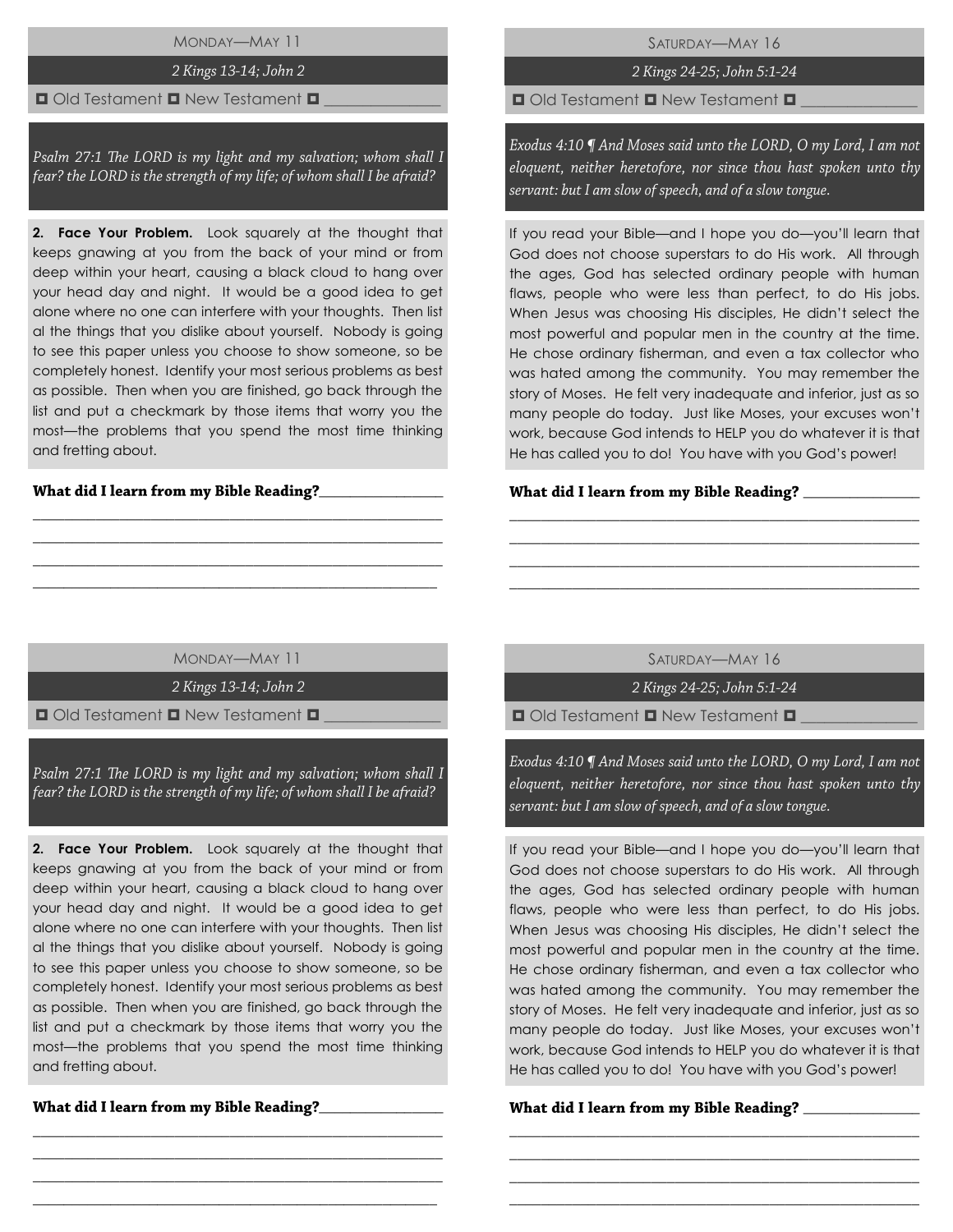## Monday—May 11

*2 Kings 13-14; John 2*

◘ Old Testament ◘ New Testament ◘ _______________

*Psalm 27:1 The LORD is my light and my salvation; whom shall I fear? the LORD is the strength of my life; of whom shall I be afraid?*

**2. Face Your Problem.** Look squarely at the thought that keeps gnawing at you from the back of your mind or from deep within your heart, causing a black cloud to hang over your head day and night. It would be a good idea to get alone where no one can interfere with your thoughts. Then list al the things that you dislike about yourself. Nobody is going to see this paper unless you choose to show someone, so be completely honest. Identify your most serious problems as best as possible. Then when you are finished, go back through the list and put a checkmark by those items that worry you the most—the problems that you spend the most time thinking and fretting about.

**What did I learn from my Bible Reading?**_________________

_______________________________________________________

_______________________________________________________

_______________________________________________________

_______________________________________________________

## Saturday—May 16

*2 Kings 24-25; John 5:1-24*

◘ Old Testament ◘ New Testament ◘ _______________

*Exodus 4:10 ¶ And Moses said unto the LORD, O my Lord, I am not eloquent, neither heretofore, nor since thou hast spoken unto thy servant: but I am slow of speech, and of a slow tongue.*

If you read your Bible—and I hope you do—you'll learn that God does not choose superstars to do His work. All through the ages, God has selected ordinary people with human flaws, people who were less than perfect, to do His jobs. When Jesus was choosing His disciples, He didn't select the most powerful and popular men in the country at the time. He chose ordinary fisherman, and even a tax collector who was hated among the community. You may remember the story of Moses. He felt very inadequate and inferior, just as so many people do today. Just like Moses, your excuses won't work, because God intends to HELP you do whatever it is that He has called you to do! You have with you God's power!

**What did I learn from my Bible Reading?** _________________

_______________________________________________________

_______________________________________________________

_______________________________________________________

_______________________________________________________

## Monday—May 11

*2 Kings 13-14; John 2*

◘ Old Testament ◘ New Testament ◘ _______________

*Psalm 27:1 The LORD is my light and my salvation; whom shall I fear? the LORD is the strength of my life; of whom shall I be afraid?*

**2. Face Your Problem.** Look squarely at the thought that keeps gnawing at you from the back of your mind or from deep within your heart, causing a black cloud to hang over your head day and night. It would be a good idea to get alone where no one can interfere with your thoughts. Then list al the things that you dislike about yourself. Nobody is going to see this paper unless you choose to show someone, so be completely honest. Identify your most serious problems as best as possible. Then when you are finished, go back through the list and put a checkmark by those items that worry you the most—the problems that you spend the most time thinking and fretting about.

**What did I learn from my Bible Reading?**_________________

_______________________________________________________

_______________________________________________________

_______________________________________________________

_______________________________________________________

## Saturday—May 16

*2 Kings 24-25; John 5:1-24*

◘ Old Testament ◘ New Testament ◘ _______________

*Exodus 4:10 ¶ And Moses said unto the LORD, O my Lord, I am not eloquent, neither heretofore, nor since thou hast spoken unto thy servant: but I am slow of speech, and of a slow tongue.*

If you read your Bible—and I hope you do—you'll learn that God does not choose superstars to do His work. All through the ages, God has selected ordinary people with human flaws, people who were less than perfect, to do His jobs. When Jesus was choosing His disciples, He didn't select the most powerful and popular men in the country at the time. He chose ordinary fisherman, and even a tax collector who was hated among the community. You may remember the story of Moses. He felt very inadequate and inferior, just as so many people do today. Just like Moses, your excuses won't work, because God intends to HELP you do whatever it is that He has called you to do! You have with you God's power!

**What did I learn from my Bible Reading?** _________________

_______________________________________________________

_______________________________________________________

_______________________________________________________

_______________________________________________________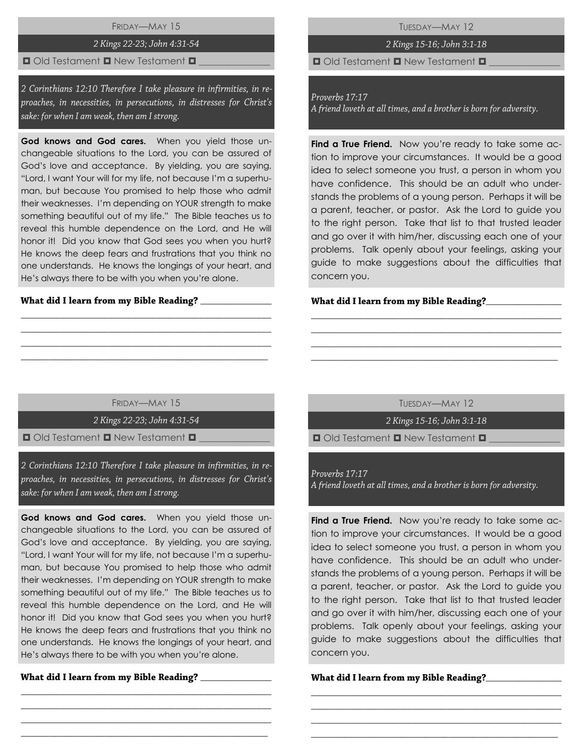## Friday—May 15

*2 Kings 22-23; John 4:31-54*

◘ Old Testament ◘ New Testament ◘ _______________

*2 Corinthians 12:10 Therefore I take pleasure in infirmities, in reproaches, in necessities, in persecutions, in distresses for Christ's sake: for when I am weak, then am I strong.*

**God knows and God cares.** When you yield those unchangeable situations to the Lord, you can be assured of God's love and acceptance. By yielding, you are saying, "Lord, I want Your will for my life, not because I'm a superhuman, but because You promised to help those who admit their weaknesses. I'm depending on YOUR strength to make something beautiful out of my life." The Bible teaches us to reveal this humble dependence on the Lord, and He will honor it! Did you know that God sees you when you hurt? He knows the deep fears and frustrations that you think no one understands. He knows the longings of your heart, and He's always there to be with you when you're alone.

**What did I learn from my Bible Reading?** _______________

_______________________________________________

_______________________________________________

_______________________________________________

_______________________________________________

## Tuesday—May 12

*2 Kings 15-16; John 3:1-18*

◘ Old Testament ◘ New Testament ◘ _______________

*Proverbs 17:17*
*A friend loveth at all times, and a brother is born for adversity.*

**Find a True Friend.** Now you're ready to take some action to improve your circumstances. It would be a good idea to select someone you trust, a person in whom you have confidence. This should be an adult who understands the problems of a young person. Perhaps it will be a parent, teacher, or pastor. Ask the Lord to guide you to the right person. Take that list to that trusted leader and go over it with him/her, discussing each one of your problems. Talk openly about your feelings, asking your guide to make suggestions about the difficulties that concern you.

**What did I learn from my Bible Reading?**_______________

_______________________________________________

_______________________________________________

_______________________________________________

_______________________________________________

## Friday—May 15

*2 Kings 22-23; John 4:31-54*

◘ Old Testament ◘ New Testament ◘ _______________

*2 Corinthians 12:10 Therefore I take pleasure in infirmities, in reproaches, in necessities, in persecutions, in distresses for Christ's sake: for when I am weak, then am I strong.*

**God knows and God cares.** When you yield those unchangeable situations to the Lord, you can be assured of God's love and acceptance. By yielding, you are saying, "Lord, I want Your will for my life, not because I'm a superhuman, but because You promised to help those who admit their weaknesses. I'm depending on YOUR strength to make something beautiful out of my life." The Bible teaches us to reveal this humble dependence on the Lord, and He will honor it! Did you know that God sees you when you hurt? He knows the deep fears and frustrations that you think no one understands. He knows the longings of your heart, and He's always there to be with you when you're alone.

**What did I learn from my Bible Reading?** _______________

_______________________________________________

_______________________________________________

_______________________________________________

_______________________________________________

## Tuesday—May 12

*2 Kings 15-16; John 3:1-18*

◘ Old Testament ◘ New Testament ◘ _______________

*Proverbs 17:17*
*A friend loveth at all times, and a brother is born for adversity.*

**Find a True Friend.** Now you're ready to take some action to improve your circumstances. It would be a good idea to select someone you trust, a person in whom you have confidence. This should be an adult who understands the problems of a young person. Perhaps it will be a parent, teacher, or pastor. Ask the Lord to guide you to the right person. Take that list to that trusted leader and go over it with him/her, discussing each one of your problems. Talk openly about your feelings, asking your guide to make suggestions about the difficulties that concern you.

**What did I learn from my Bible Reading?**_______________

_______________________________________________

_______________________________________________

_______________________________________________

_______________________________________________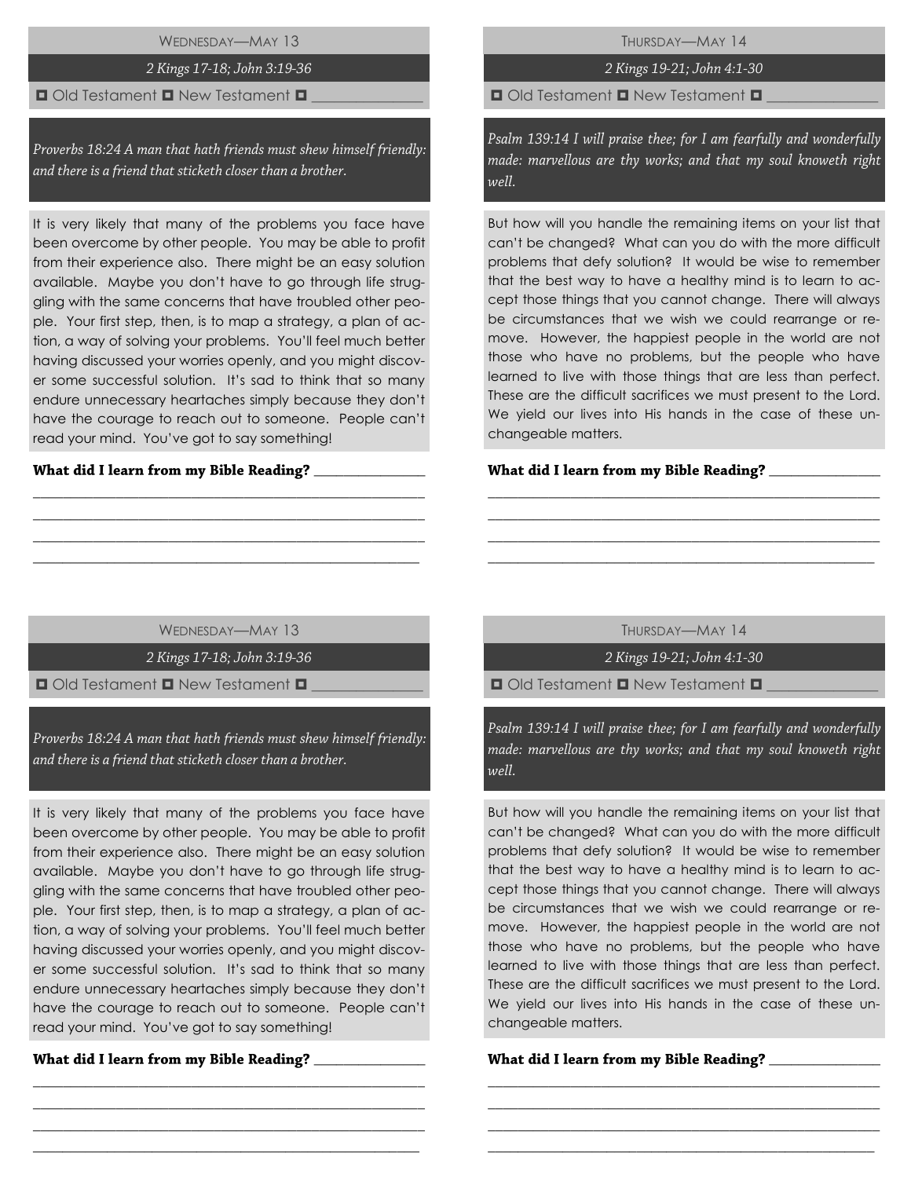## Wednesday—May 13

*2 Kings 17-18; John 3:19-36*

◘ Old Testament ◘ New Testament ◘ _______________

*Proverbs 18:24 A man that hath friends must shew himself friendly: and there is a friend that sticketh closer than a brother.*

It is very likely that many of the problems you face have been overcome by other people. You may be able to profit from their experience also. There might be an easy solution available. Maybe you don't have to go through life struggling with the same concerns that have troubled other people. Your first step, then, is to map a strategy, a plan of action, a way of solving your problems. You'll feel much better having discussed your worries openly, and you might discover some successful solution. It's sad to think that so many endure unnecessary heartaches simply because they don't have the courage to reach out to someone. People can't read your mind. You've got to say something!

**What did I learn from my Bible Reading?** _______________

_______________________________________________

_______________________________________________

_______________________________________________

_______________________________________________

## Thursday—May 14

*2 Kings 19-21; John 4:1-30*

◘ Old Testament ◘ New Testament ◘ _______________

*Psalm 139:14 I will praise thee; for I am fearfully and wonderfully made: marvellous are thy works; and that my soul knoweth right well.*

But how will you handle the remaining items on your list that can't be changed? What can you do with the more difficult problems that defy solution? It would be wise to remember that the best way to have a healthy mind is to learn to accept those things that you cannot change. There will always be circumstances that we wish we could rearrange or remove. However, the happiest people in the world are not those who have no problems, but the people who have learned to live with those things that are less than perfect. These are the difficult sacrifices we must present to the Lord. We yield our lives into His hands in the case of these unchangeable matters.

**What did I learn from my Bible Reading?** _______________

_______________________________________________

_______________________________________________

_______________________________________________

_______________________________________________

## Wednesday—May 13

*2 Kings 17-18; John 3:19-36*

◘ Old Testament ◘ New Testament ◘ _______________

*Proverbs 18:24 A man that hath friends must shew himself friendly: and there is a friend that sticketh closer than a brother.*

It is very likely that many of the problems you face have been overcome by other people. You may be able to profit from their experience also. There might be an easy solution available. Maybe you don't have to go through life struggling with the same concerns that have troubled other people. Your first step, then, is to map a strategy, a plan of action, a way of solving your problems. You'll feel much better having discussed your worries openly, and you might discover some successful solution. It's sad to think that so many endure unnecessary heartaches simply because they don't have the courage to reach out to someone. People can't read your mind. You've got to say something!

**What did I learn from my Bible Reading?** _______________

_______________________________________________

_______________________________________________

_______________________________________________

_______________________________________________

## Thursday—May 14

*2 Kings 19-21; John 4:1-30*

◘ Old Testament ◘ New Testament ◘ _______________

*Psalm 139:14 I will praise thee; for I am fearfully and wonderfully made: marvellous are thy works; and that my soul knoweth right well.*

But how will you handle the remaining items on your list that can't be changed? What can you do with the more difficult problems that defy solution? It would be wise to remember that the best way to have a healthy mind is to learn to accept those things that you cannot change. There will always be circumstances that we wish we could rearrange or remove. However, the happiest people in the world are not those who have no problems, but the people who have learned to live with those things that are less than perfect. These are the difficult sacrifices we must present to the Lord. We yield our lives into His hands in the case of these unchangeable matters.

**What did I learn from my Bible Reading?** _______________

_______________________________________________

_______________________________________________

_______________________________________________

_______________________________________________